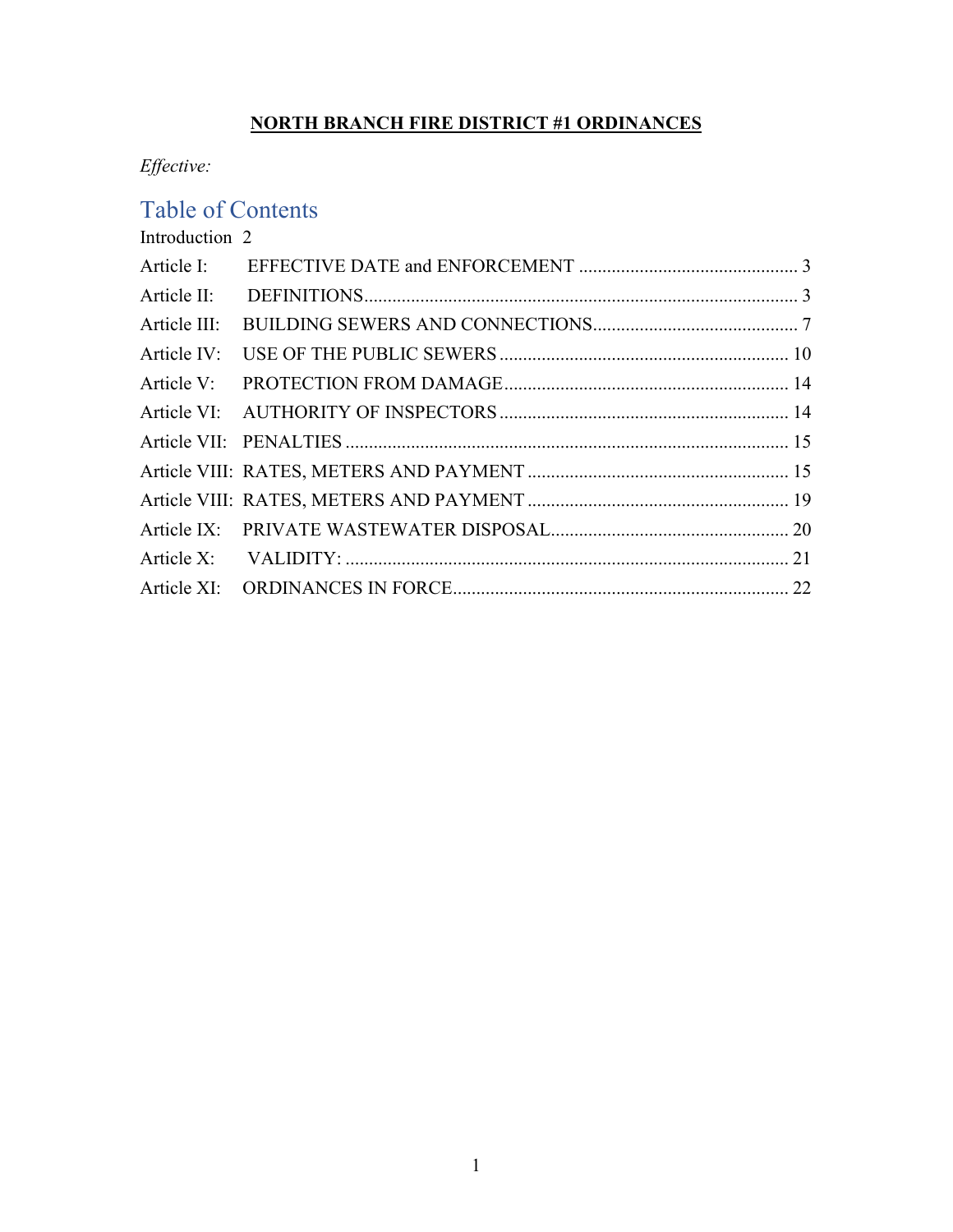# NORTH BRANCH FIRE DISTRICT #1 ORDINANCES

*Effective:*

## Table of Contents

Introduction 2

Article I: EFFECTIVE DATE and ENFORCEMENT ............................................... 3

Article II: DEFINITIONS............................................................................................ 3

Article III: BUILDING SEWERS AND CONNECTIONS............................................ 7

Article IV: USE OF THE PUBLIC SEWERS ............................................................. 10

Article V: PROTECTION FROM DAMAGE............................................................. 14

Article VI: AUTHORITY OF INSPECTORS.............................................................. 14

Article VII: PENALTIES ............................................................................................... 15

Article VIII: RATES, METERS AND PAYMENT ........................................................ 15

Article VIII: RATES, METERS AND PAYMENT ........................................................ 19

Article IX: PRIVATE WASTEWATER DISPOSAL................................................... 20

Article X: VALIDITY: ............................................................................................... 21

Article XI: ORDINANCES IN FORCE........................................................................ 22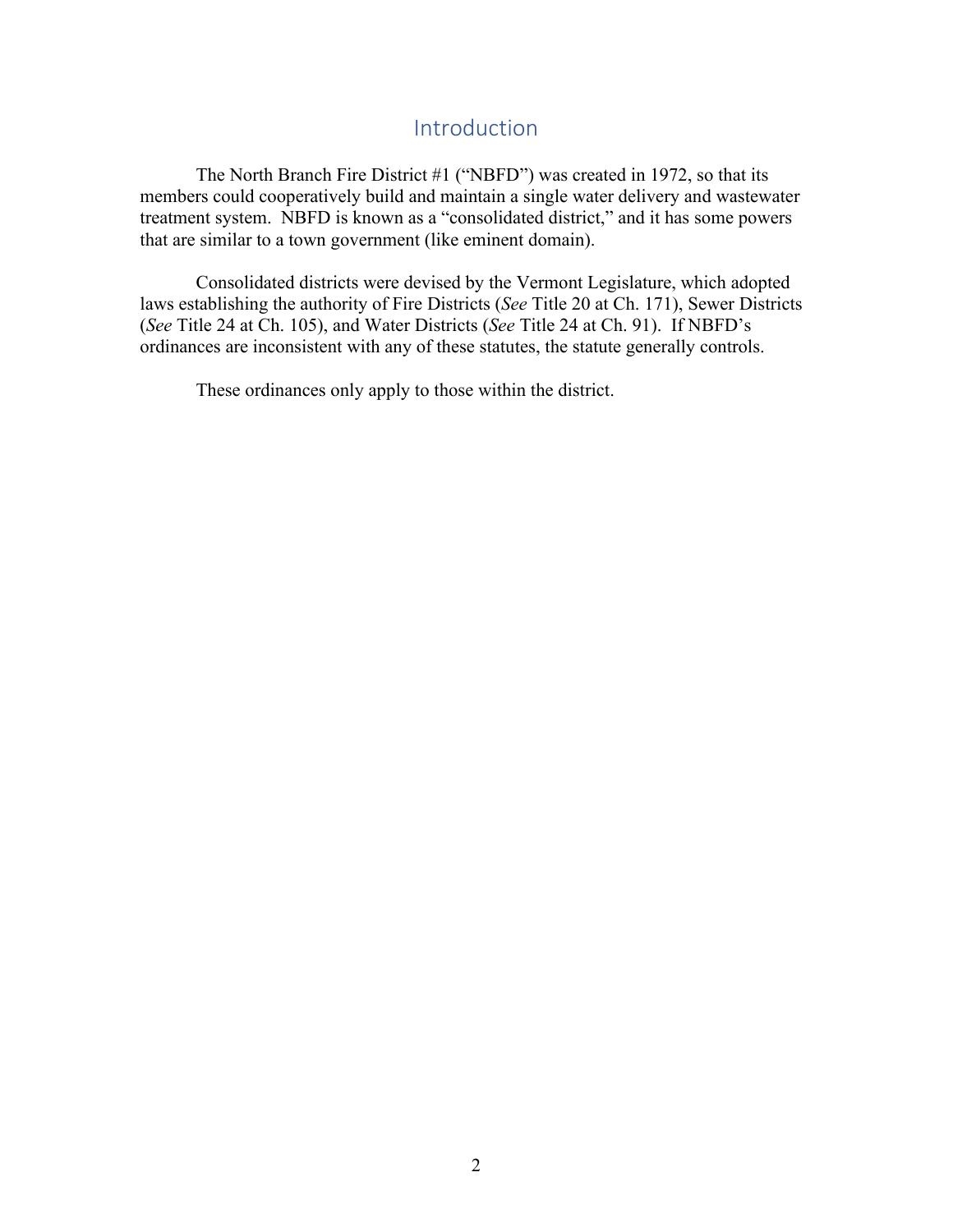# Introduction

The North Branch Fire District #1 ("NBFD") was created in 1972, so that its members could cooperatively build and maintain a single water delivery and wastewater treatment system. NBFD is known as a "consolidated district," and it has some powers that are similar to a town government (like eminent domain).

Consolidated districts were devised by the Vermont Legislature, which adopted laws establishing the authority of Fire Districts (*See* Title 20 at Ch. 171), Sewer Districts (*See* Title 24 at Ch. 105), and Water Districts (*See* Title 24 at Ch. 91). If NBFD's ordinances are inconsistent with any of these statutes, the statute generally controls.

These ordinances only apply to those within the district.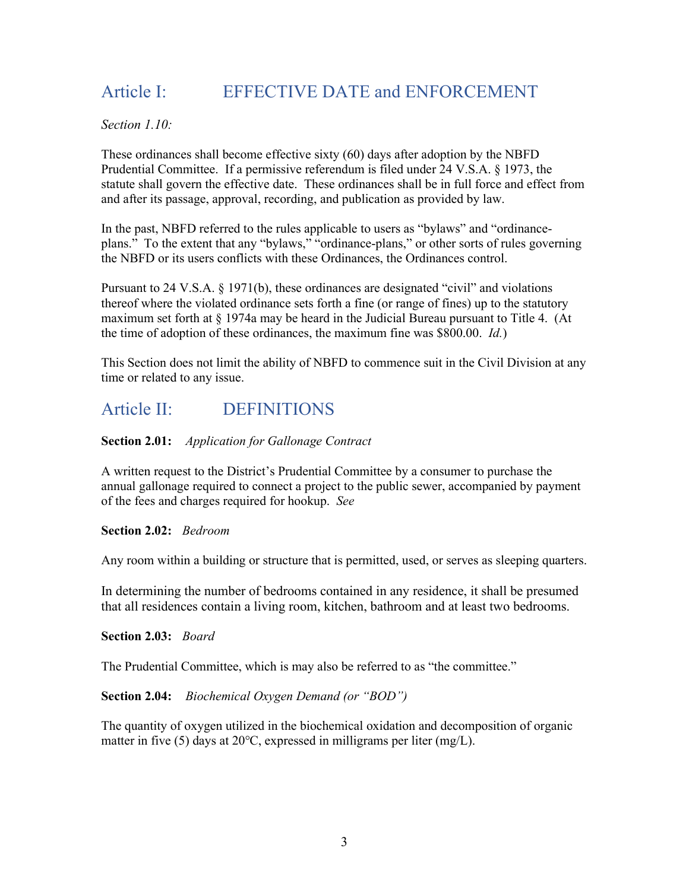## Article I: EFFECTIVE DATE and ENFORCEMENT

*Section 1.10:*

These ordinances shall become effective sixty (60) days after adoption by the NBFD Prudential Committee. If a permissive referendum is filed under 24 V.S.A. § 1973, the statute shall govern the effective date. These ordinances shall be in full force and effect from and after its passage, approval, recording, and publication as provided by law.

In the past, NBFD referred to the rules applicable to users as "bylaws" and "ordinance-plans." To the extent that any "bylaws," "ordinance-plans," or other sorts of rules governing the NBFD or its users conflicts with these Ordinances, the Ordinances control.

Pursuant to 24 V.S.A. § 1971(b), these ordinances are designated "civil" and violations thereof where the violated ordinance sets forth a fine (or range of fines) up to the statutory maximum set forth at § 1974a may be heard in the Judicial Bureau pursuant to Title 4. (At the time of adoption of these ordinances, the maximum fine was $800.00. *Id.*)

This Section does not limit the ability of NBFD to commence suit in the Civil Division at any time or related to any issue.

## Article II: DEFINITIONS

**Section 2.01:** *Application for Gallonage Contract*

A written request to the District's Prudential Committee by a consumer to purchase the annual gallonage required to connect a project to the public sewer, accompanied by payment of the fees and charges required for hookup. *See*

**Section 2.02:** *Bedroom*

Any room within a building or structure that is permitted, used, or serves as sleeping quarters.

In determining the number of bedrooms contained in any residence, it shall be presumed that all residences contain a living room, kitchen, bathroom and at least two bedrooms.

**Section 2.03:** *Board*

The Prudential Committee, which is may also be referred to as "the committee."

**Section 2.04:** *Biochemical Oxygen Demand (or "BOD")*

The quantity of oxygen utilized in the biochemical oxidation and decomposition of organic matter in five (5) days at 20°C, expressed in milligrams per liter (mg/L).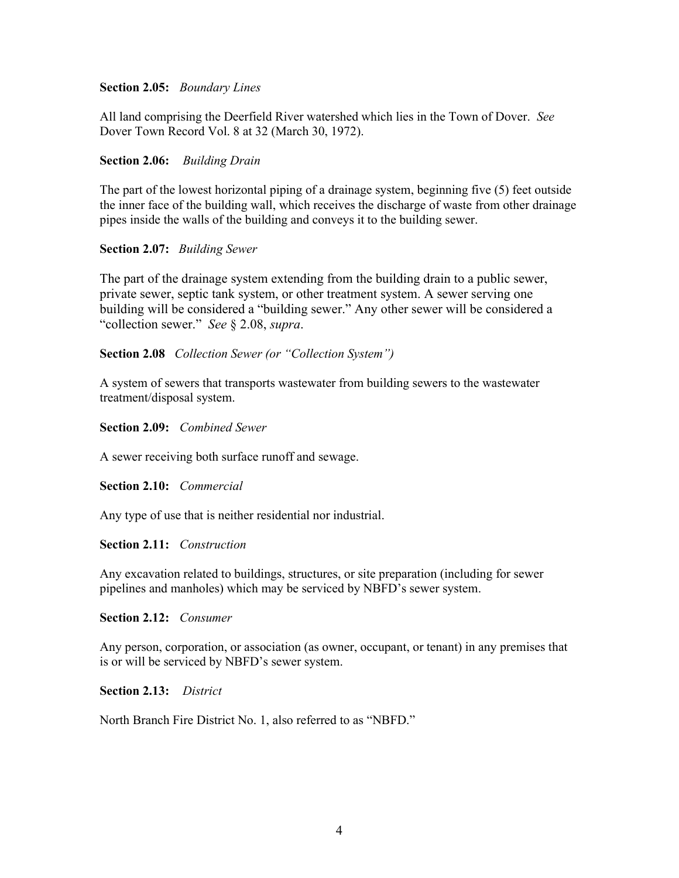**Section 2.05:** *Boundary Lines*

All land comprising the Deerfield River watershed which lies in the Town of Dover. *See* Dover Town Record Vol. 8 at 32 (March 30, 1972).

**Section 2.06:** *Building Drain*

The part of the lowest horizontal piping of a drainage system, beginning five (5) feet outside the inner face of the building wall, which receives the discharge of waste from other drainage pipes inside the walls of the building and conveys it to the building sewer.

**Section 2.07:** *Building Sewer*

The part of the drainage system extending from the building drain to a public sewer, private sewer, septic tank system, or other treatment system. A sewer serving one building will be considered a "building sewer." Any other sewer will be considered a "collection sewer." *See* § 2.08, *supra*.

**Section 2.08** *Collection Sewer (or "Collection System")*

A system of sewers that transports wastewater from building sewers to the wastewater treatment/disposal system.

**Section 2.09:** *Combined Sewer*

A sewer receiving both surface runoff and sewage.

**Section 2.10:** *Commercial*

Any type of use that is neither residential nor industrial.

**Section 2.11:** *Construction*

Any excavation related to buildings, structures, or site preparation (including for sewer pipelines and manholes) which may be serviced by NBFD's sewer system.

**Section 2.12:** *Consumer*

Any person, corporation, or association (as owner, occupant, or tenant) in any premises that is or will be serviced by NBFD's sewer system.

**Section 2.13:** *District*

North Branch Fire District No. 1, also referred to as "NBFD."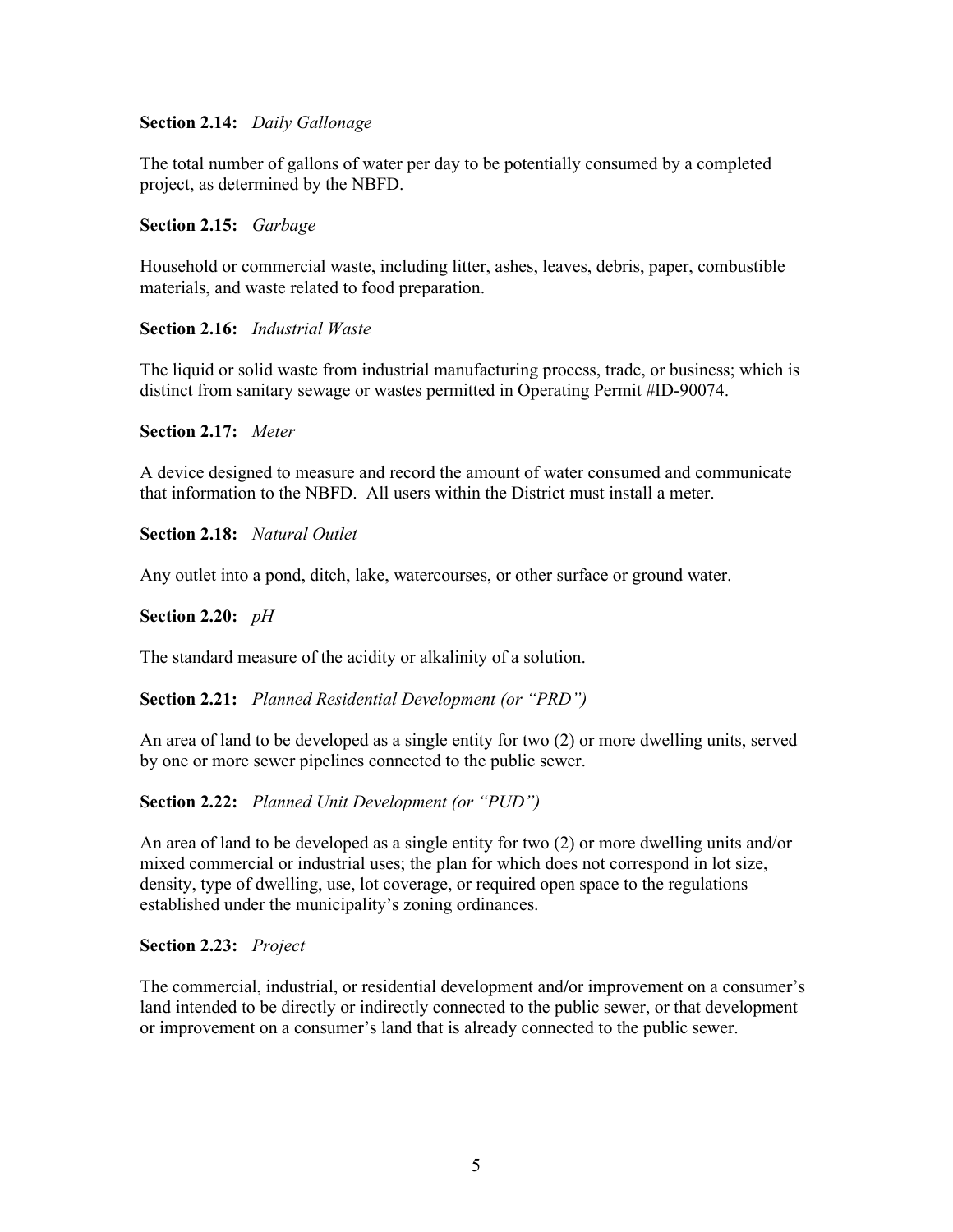**Section 2.14:** *Daily Gallonage*

The total number of gallons of water per day to be potentially consumed by a completed project, as determined by the NBFD.

**Section 2.15:** *Garbage*

Household or commercial waste, including litter, ashes, leaves, debris, paper, combustible materials, and waste related to food preparation.

**Section 2.16:** *Industrial Waste*

The liquid or solid waste from industrial manufacturing process, trade, or business; which is distinct from sanitary sewage or wastes permitted in Operating Permit #ID-90074.

**Section 2.17:** *Meter*

A device designed to measure and record the amount of water consumed and communicate that information to the NBFD. All users within the District must install a meter.

**Section 2.18:** *Natural Outlet*

Any outlet into a pond, ditch, lake, watercourses, or other surface or ground water.

**Section 2.20:** *pH*

The standard measure of the acidity or alkalinity of a solution.

**Section 2.21:** *Planned Residential Development (or "PRD")*

An area of land to be developed as a single entity for two (2) or more dwelling units, served by one or more sewer pipelines connected to the public sewer.

**Section 2.22:** *Planned Unit Development (or "PUD")*

An area of land to be developed as a single entity for two (2) or more dwelling units and/or mixed commercial or industrial uses; the plan for which does not correspond in lot size, density, type of dwelling, use, lot coverage, or required open space to the regulations established under the municipality's zoning ordinances.

**Section 2.23:** *Project*

The commercial, industrial, or residential development and/or improvement on a consumer's land intended to be directly or indirectly connected to the public sewer, or that development or improvement on a consumer's land that is already connected to the public sewer.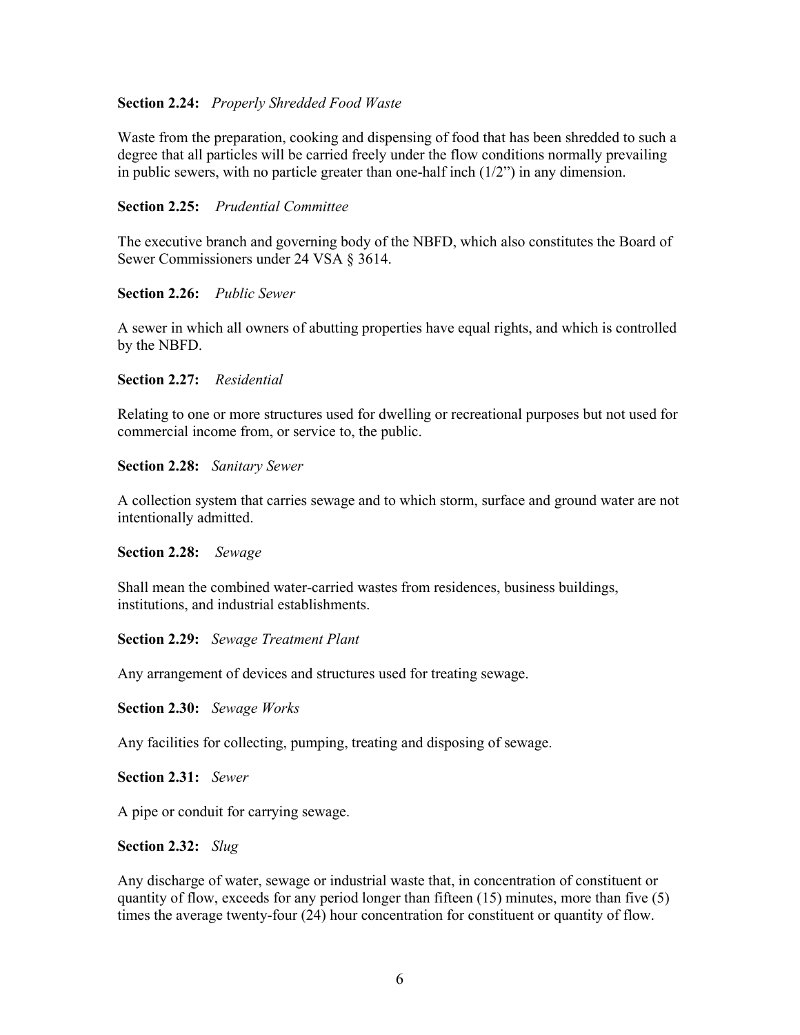**Section 2.24:** *Properly Shredded Food Waste*

Waste from the preparation, cooking and dispensing of food that has been shredded to such a degree that all particles will be carried freely under the flow conditions normally prevailing in public sewers, with no particle greater than one-half inch (1/2") in any dimension.

**Section 2.25:** *Prudential Committee*

The executive branch and governing body of the NBFD, which also constitutes the Board of Sewer Commissioners under 24 VSA § 3614.

**Section 2.26:** *Public Sewer*

A sewer in which all owners of abutting properties have equal rights, and which is controlled by the NBFD.

**Section 2.27:** *Residential*

Relating to one or more structures used for dwelling or recreational purposes but not used for commercial income from, or service to, the public.

**Section 2.28:** *Sanitary Sewer*

A collection system that carries sewage and to which storm, surface and ground water are not intentionally admitted.

**Section 2.28:** *Sewage*

Shall mean the combined water-carried wastes from residences, business buildings, institutions, and industrial establishments.

**Section 2.29:** *Sewage Treatment Plant*

Any arrangement of devices and structures used for treating sewage.

**Section 2.30:** *Sewage Works*

Any facilities for collecting, pumping, treating and disposing of sewage.

**Section 2.31:** *Sewer*

A pipe or conduit for carrying sewage.

**Section 2.32:** *Slug*

Any discharge of water, sewage or industrial waste that, in concentration of constituent or quantity of flow, exceeds for any period longer than fifteen (15) minutes, more than five (5) times the average twenty-four (24) hour concentration for constituent or quantity of flow.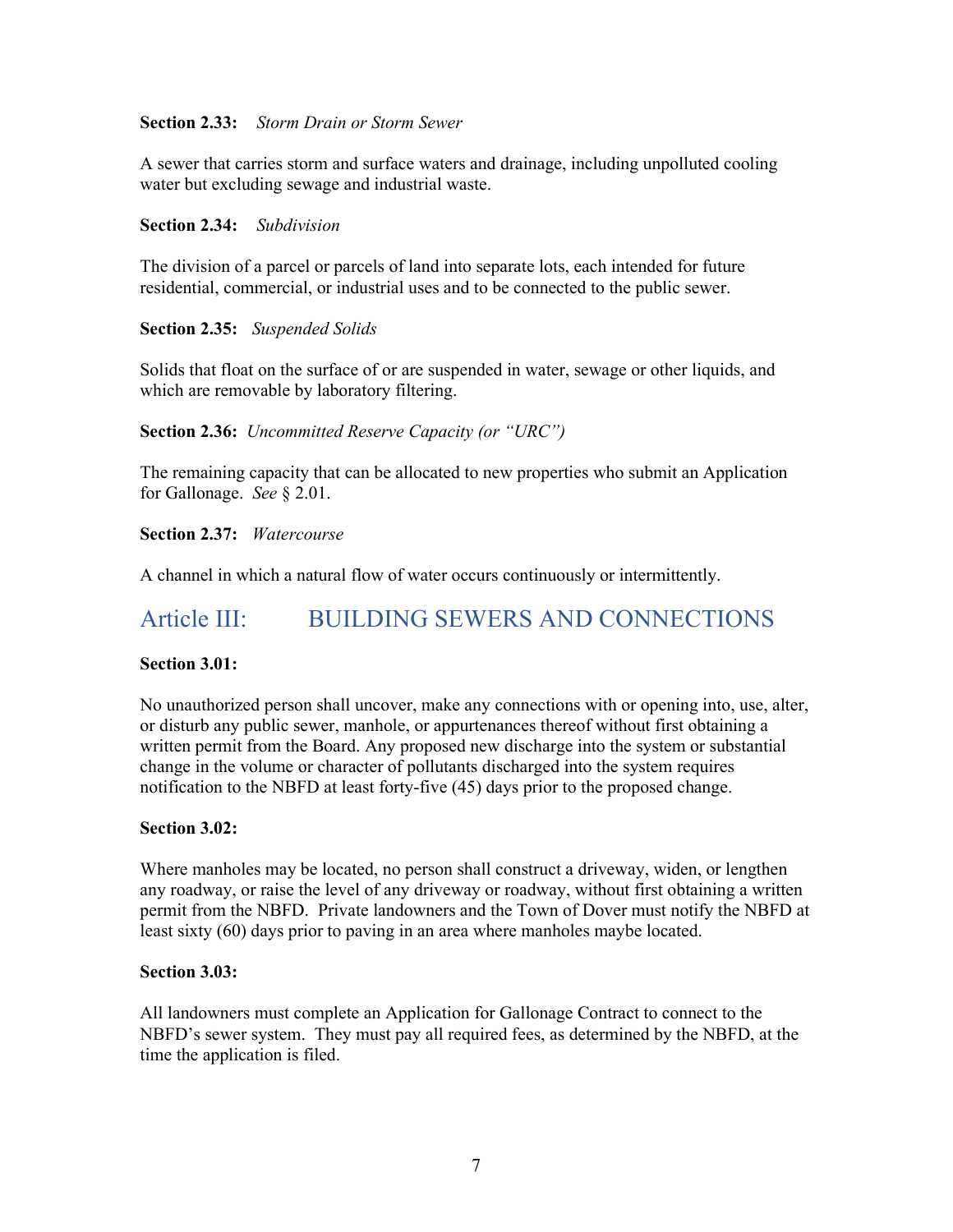**Section 2.33:** *Storm Drain or Storm Sewer*

A sewer that carries storm and surface waters and drainage, including unpolluted cooling water but excluding sewage and industrial waste.

**Section 2.34:** *Subdivision*

The division of a parcel or parcels of land into separate lots, each intended for future residential, commercial, or industrial uses and to be connected to the public sewer.

**Section 2.35:** *Suspended Solids*

Solids that float on the surface of or are suspended in water, sewage or other liquids, and which are removable by laboratory filtering.

**Section 2.36:** *Uncommitted Reserve Capacity (or "URC")*

The remaining capacity that can be allocated to new properties who submit an Application for Gallonage. *See* § 2.01.

**Section 2.37:** *Watercourse*

A channel in which a natural flow of water occurs continuously or intermittently.

## Article III: BUILDING SEWERS AND CONNECTIONS

**Section 3.01:**

No unauthorized person shall uncover, make any connections with or opening into, use, alter, or disturb any public sewer, manhole, or appurtenances thereof without first obtaining a written permit from the Board. Any proposed new discharge into the system or substantial change in the volume or character of pollutants discharged into the system requires notification to the NBFD at least forty-five (45) days prior to the proposed change.

**Section 3.02:**

Where manholes may be located, no person shall construct a driveway, widen, or lengthen any roadway, or raise the level of any driveway or roadway, without first obtaining a written permit from the NBFD. Private landowners and the Town of Dover must notify the NBFD at least sixty (60) days prior to paving in an area where manholes maybe located.

**Section 3.03:**

All landowners must complete an Application for Gallonage Contract to connect to the NBFD's sewer system. They must pay all required fees, as determined by the NBFD, at the time the application is filed.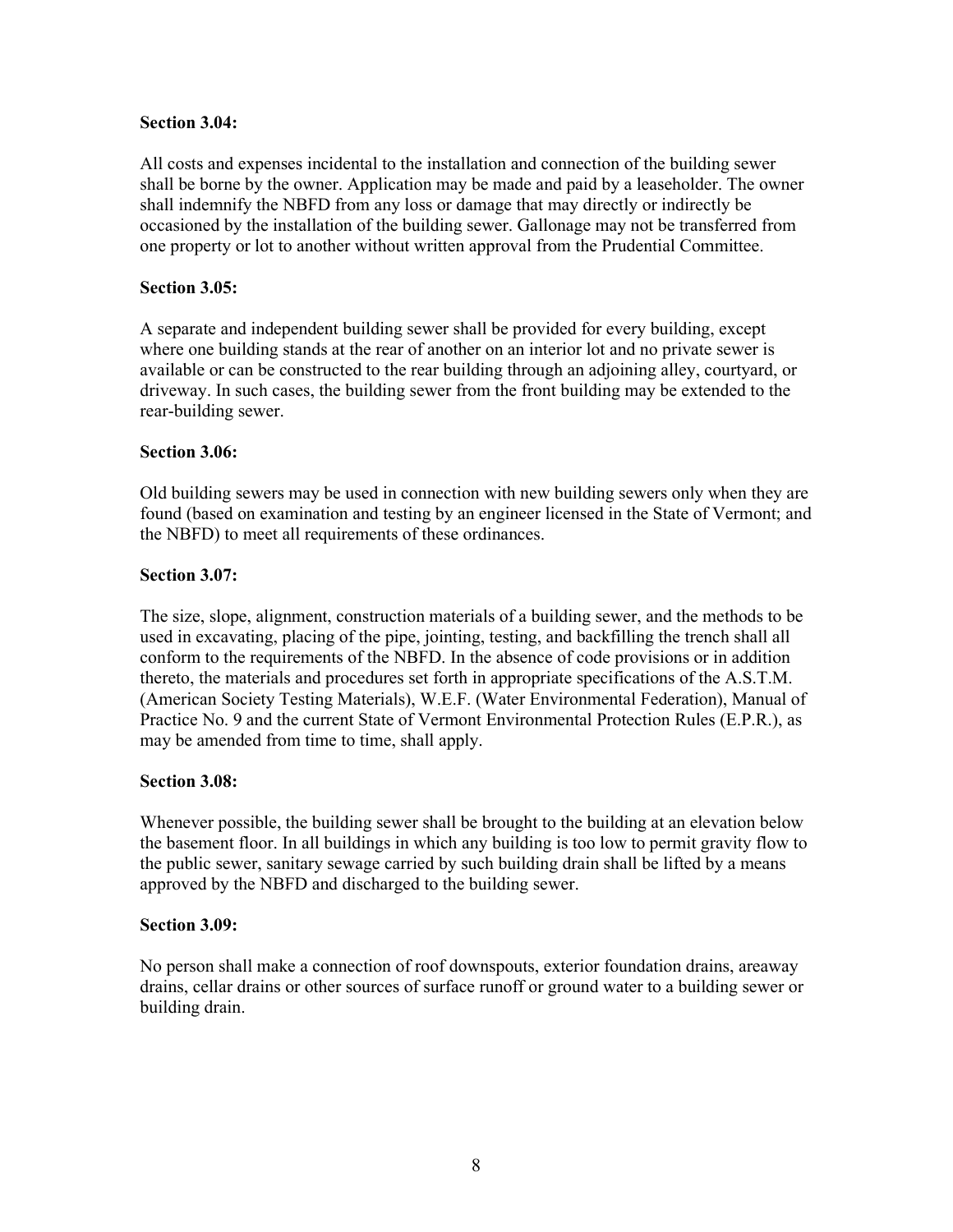**Section 3.04:**

All costs and expenses incidental to the installation and connection of the building sewer shall be borne by the owner. Application may be made and paid by a leaseholder. The owner shall indemnify the NBFD from any loss or damage that may directly or indirectly be occasioned by the installation of the building sewer. Gallonage may not be transferred from one property or lot to another without written approval from the Prudential Committee.

**Section 3.05:**

A separate and independent building sewer shall be provided for every building, except where one building stands at the rear of another on an interior lot and no private sewer is available or can be constructed to the rear building through an adjoining alley, courtyard, or driveway. In such cases, the building sewer from the front building may be extended to the rear-building sewer.

**Section 3.06:**

Old building sewers may be used in connection with new building sewers only when they are found (based on examination and testing by an engineer licensed in the State of Vermont; and the NBFD) to meet all requirements of these ordinances.

**Section 3.07:**

The size, slope, alignment, construction materials of a building sewer, and the methods to be used in excavating, placing of the pipe, jointing, testing, and backfilling the trench shall all conform to the requirements of the NBFD. In the absence of code provisions or in addition thereto, the materials and procedures set forth in appropriate specifications of the A.S.T.M. (American Society Testing Materials), W.E.F. (Water Environmental Federation), Manual of Practice No. 9 and the current State of Vermont Environmental Protection Rules (E.P.R.), as may be amended from time to time, shall apply.

**Section 3.08:**

Whenever possible, the building sewer shall be brought to the building at an elevation below the basement floor. In all buildings in which any building is too low to permit gravity flow to the public sewer, sanitary sewage carried by such building drain shall be lifted by a means approved by the NBFD and discharged to the building sewer.

**Section 3.09:**

No person shall make a connection of roof downspouts, exterior foundation drains, areaway drains, cellar drains or other sources of surface runoff or ground water to a building sewer or building drain.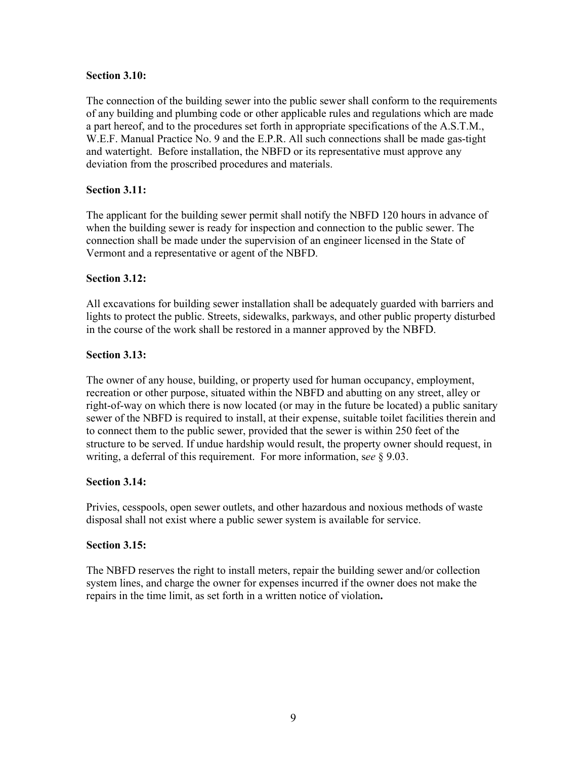**Section 3.10:**

The connection of the building sewer into the public sewer shall conform to the requirements of any building and plumbing code or other applicable rules and regulations which are made a part hereof, and to the procedures set forth in appropriate specifications of the A.S.T.M., W.E.F. Manual Practice No. 9 and the E.P.R. All such connections shall be made gas-tight and watertight. Before installation, the NBFD or its representative must approve any deviation from the proscribed procedures and materials.

**Section 3.11:**

The applicant for the building sewer permit shall notify the NBFD 120 hours in advance of when the building sewer is ready for inspection and connection to the public sewer. The connection shall be made under the supervision of an engineer licensed in the State of Vermont and a representative or agent of the NBFD.

**Section 3.12:**

All excavations for building sewer installation shall be adequately guarded with barriers and lights to protect the public. Streets, sidewalks, parkways, and other public property disturbed in the course of the work shall be restored in a manner approved by the NBFD.

**Section 3.13:**

The owner of any house, building, or property used for human occupancy, employment, recreation or other purpose, situated within the NBFD and abutting on any street, alley or right-of-way on which there is now located (or may in the future be located) a public sanitary sewer of the NBFD is required to install, at their expense, suitable toilet facilities therein and to connect them to the public sewer, provided that the sewer is within 250 feet of the structure to be served. If undue hardship would result, the property owner should request, in writing, a deferral of this requirement. For more information, s*ee* § 9.03.

**Section 3.14:**

Privies, cesspools, open sewer outlets, and other hazardous and noxious methods of waste disposal shall not exist where a public sewer system is available for service.

**Section 3.15:**

The NBFD reserves the right to install meters, repair the building sewer and/or collection system lines, and charge the owner for expenses incurred if the owner does not make the repairs in the time limit, as set forth in a written notice of violation**.**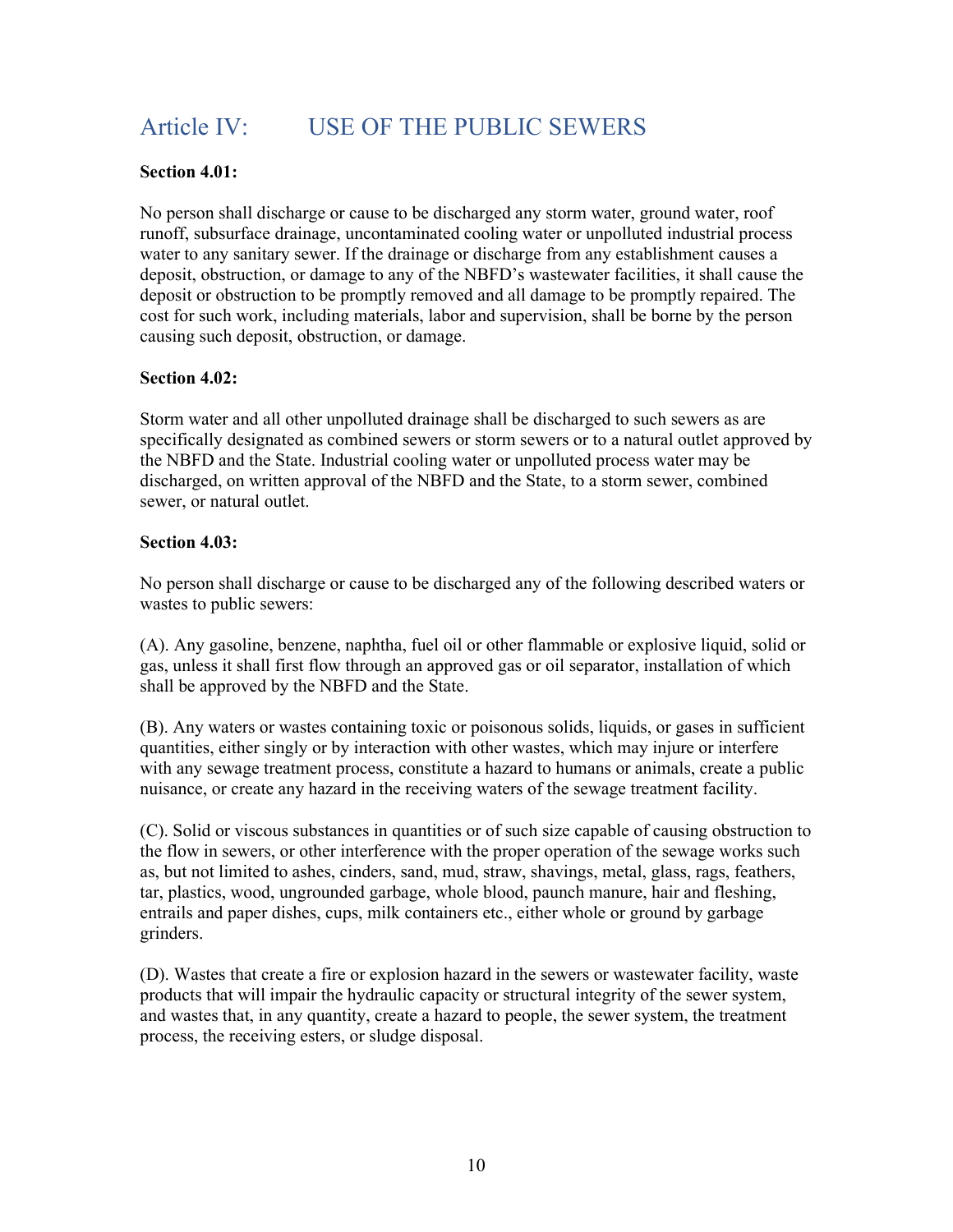# Article IV: USE OF THE PUBLIC SEWERS

**Section 4.01:**

No person shall discharge or cause to be discharged any storm water, ground water, roof runoff, subsurface drainage, uncontaminated cooling water or unpolluted industrial process water to any sanitary sewer. If the drainage or discharge from any establishment causes a deposit, obstruction, or damage to any of the NBFD's wastewater facilities, it shall cause the deposit or obstruction to be promptly removed and all damage to be promptly repaired. The cost for such work, including materials, labor and supervision, shall be borne by the person causing such deposit, obstruction, or damage.

**Section 4.02:**

Storm water and all other unpolluted drainage shall be discharged to such sewers as are specifically designated as combined sewers or storm sewers or to a natural outlet approved by the NBFD and the State. Industrial cooling water or unpolluted process water may be discharged, on written approval of the NBFD and the State, to a storm sewer, combined sewer, or natural outlet.

**Section 4.03:**

No person shall discharge or cause to be discharged any of the following described waters or wastes to public sewers:

(A). Any gasoline, benzene, naphtha, fuel oil or other flammable or explosive liquid, solid or gas, unless it shall first flow through an approved gas or oil separator, installation of which shall be approved by the NBFD and the State.

(B). Any waters or wastes containing toxic or poisonous solids, liquids, or gases in sufficient quantities, either singly or by interaction with other wastes, which may injure or interfere with any sewage treatment process, constitute a hazard to humans or animals, create a public nuisance, or create any hazard in the receiving waters of the sewage treatment facility.

(C). Solid or viscous substances in quantities or of such size capable of causing obstruction to the flow in sewers, or other interference with the proper operation of the sewage works such as, but not limited to ashes, cinders, sand, mud, straw, shavings, metal, glass, rags, feathers, tar, plastics, wood, ungrounded garbage, whole blood, paunch manure, hair and fleshing, entrails and paper dishes, cups, milk containers etc., either whole or ground by garbage grinders.

(D). Wastes that create a fire or explosion hazard in the sewers or wastewater facility, waste products that will impair the hydraulic capacity or structural integrity of the sewer system, and wastes that, in any quantity, create a hazard to people, the sewer system, the treatment process, the receiving esters, or sludge disposal.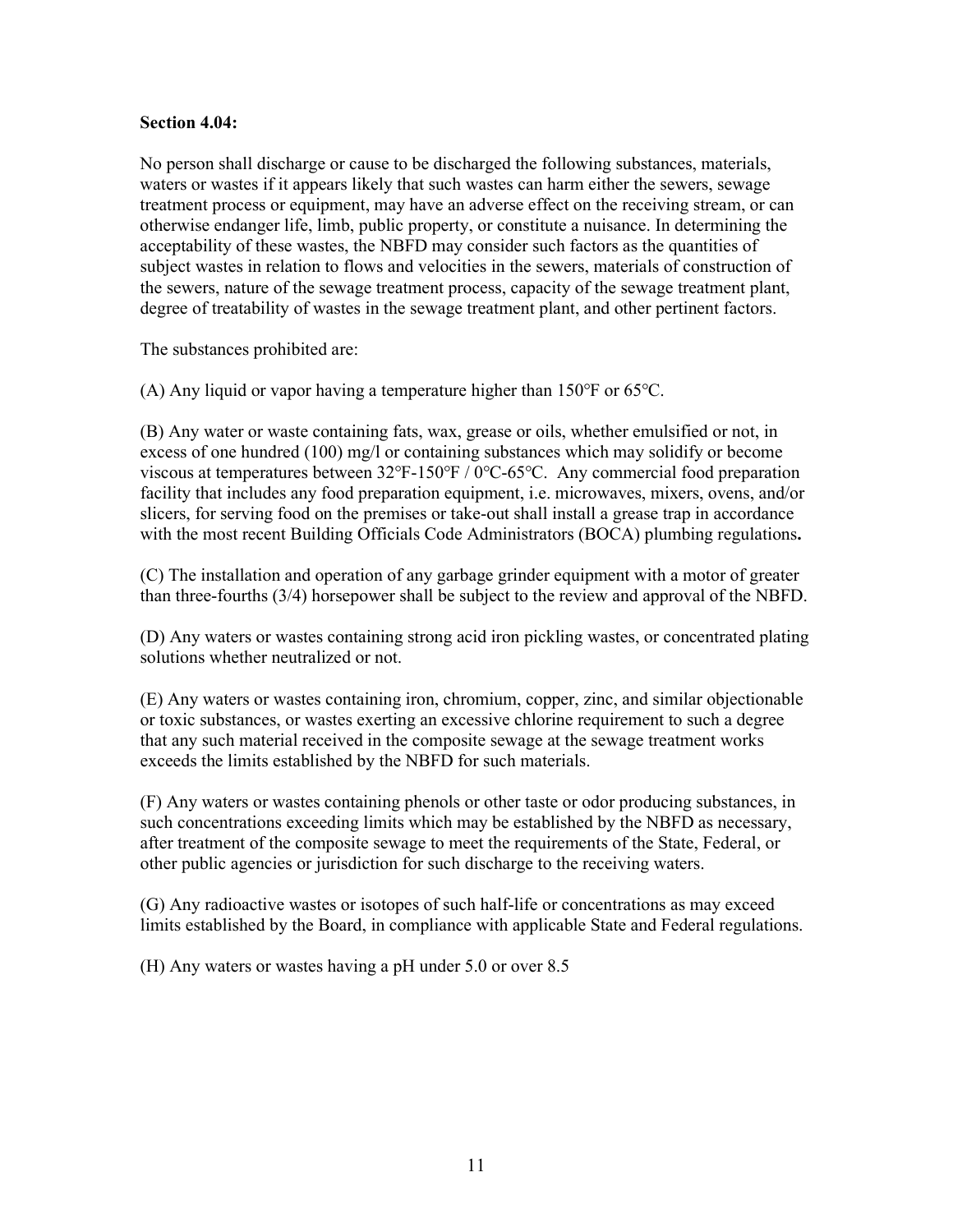**Section 4.04:**

No person shall discharge or cause to be discharged the following substances, materials, waters or wastes if it appears likely that such wastes can harm either the sewers, sewage treatment process or equipment, may have an adverse effect on the receiving stream, or can otherwise endanger life, limb, public property, or constitute a nuisance. In determining the acceptability of these wastes, the NBFD may consider such factors as the quantities of subject wastes in relation to flows and velocities in the sewers, materials of construction of the sewers, nature of the sewage treatment process, capacity of the sewage treatment plant, degree of treatability of wastes in the sewage treatment plant, and other pertinent factors.

The substances prohibited are:

(A) Any liquid or vapor having a temperature higher than 150°F or 65°C.

(B) Any water or waste containing fats, wax, grease or oils, whether emulsified or not, in excess of one hundred (100) mg/l or containing substances which may solidify or become viscous at temperatures between 32°F-150°F / 0°C-65°C. Any commercial food preparation facility that includes any food preparation equipment, i.e. microwaves, mixers, ovens, and/or slicers, for serving food on the premises or take-out shall install a grease trap in accordance with the most recent Building Officials Code Administrators (BOCA) plumbing regulations**.**

(C) The installation and operation of any garbage grinder equipment with a motor of greater than three-fourths (3/4) horsepower shall be subject to the review and approval of the NBFD.

(D) Any waters or wastes containing strong acid iron pickling wastes, or concentrated plating solutions whether neutralized or not.

(E) Any waters or wastes containing iron, chromium, copper, zinc, and similar objectionable or toxic substances, or wastes exerting an excessive chlorine requirement to such a degree that any such material received in the composite sewage at the sewage treatment works exceeds the limits established by the NBFD for such materials.

(F) Any waters or wastes containing phenols or other taste or odor producing substances, in such concentrations exceeding limits which may be established by the NBFD as necessary, after treatment of the composite sewage to meet the requirements of the State, Federal, or other public agencies or jurisdiction for such discharge to the receiving waters.

(G) Any radioactive wastes or isotopes of such half-life or concentrations as may exceed limits established by the Board, in compliance with applicable State and Federal regulations.

(H) Any waters or wastes having a pH under 5.0 or over 8.5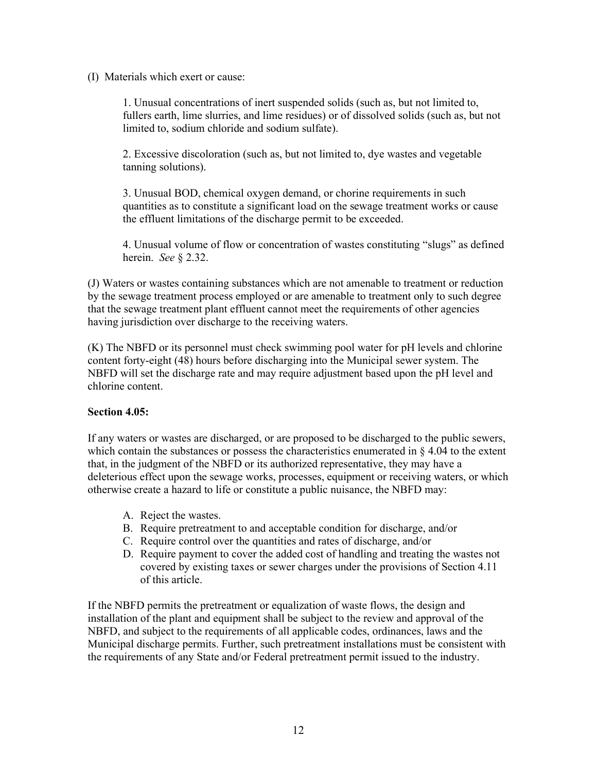(I) Materials which exert or cause:

1. Unusual concentrations of inert suspended solids (such as, but not limited to, fullers earth, lime slurries, and lime residues) or of dissolved solids (such as, but not limited to, sodium chloride and sodium sulfate).

2. Excessive discoloration (such as, but not limited to, dye wastes and vegetable tanning solutions).

3. Unusual BOD, chemical oxygen demand, or chorine requirements in such quantities as to constitute a significant load on the sewage treatment works or cause the effluent limitations of the discharge permit to be exceeded.

4. Unusual volume of flow or concentration of wastes constituting "slugs" as defined herein. *See* § 2.32.

(J) Waters or wastes containing substances which are not amenable to treatment or reduction by the sewage treatment process employed or are amenable to treatment only to such degree that the sewage treatment plant effluent cannot meet the requirements of other agencies having jurisdiction over discharge to the receiving waters.

(K) The NBFD or its personnel must check swimming pool water for pH levels and chlorine content forty-eight (48) hours before discharging into the Municipal sewer system. The NBFD will set the discharge rate and may require adjustment based upon the pH level and chlorine content.

**Section 4.05:**

If any waters or wastes are discharged, or are proposed to be discharged to the public sewers, which contain the substances or possess the characteristics enumerated in § 4.04 to the extent that, in the judgment of the NBFD or its authorized representative, they may have a deleterious effect upon the sewage works, processes, equipment or receiving waters, or which otherwise create a hazard to life or constitute a public nuisance, the NBFD may:

A. Reject the wastes.
B. Require pretreatment to and acceptable condition for discharge, and/or
C. Require control over the quantities and rates of discharge, and/or
D. Require payment to cover the added cost of handling and treating the wastes not covered by existing taxes or sewer charges under the provisions of Section 4.11 of this article.

If the NBFD permits the pretreatment or equalization of waste flows, the design and installation of the plant and equipment shall be subject to the review and approval of the NBFD, and subject to the requirements of all applicable codes, ordinances, laws and the Municipal discharge permits. Further, such pretreatment installations must be consistent with the requirements of any State and/or Federal pretreatment permit issued to the industry.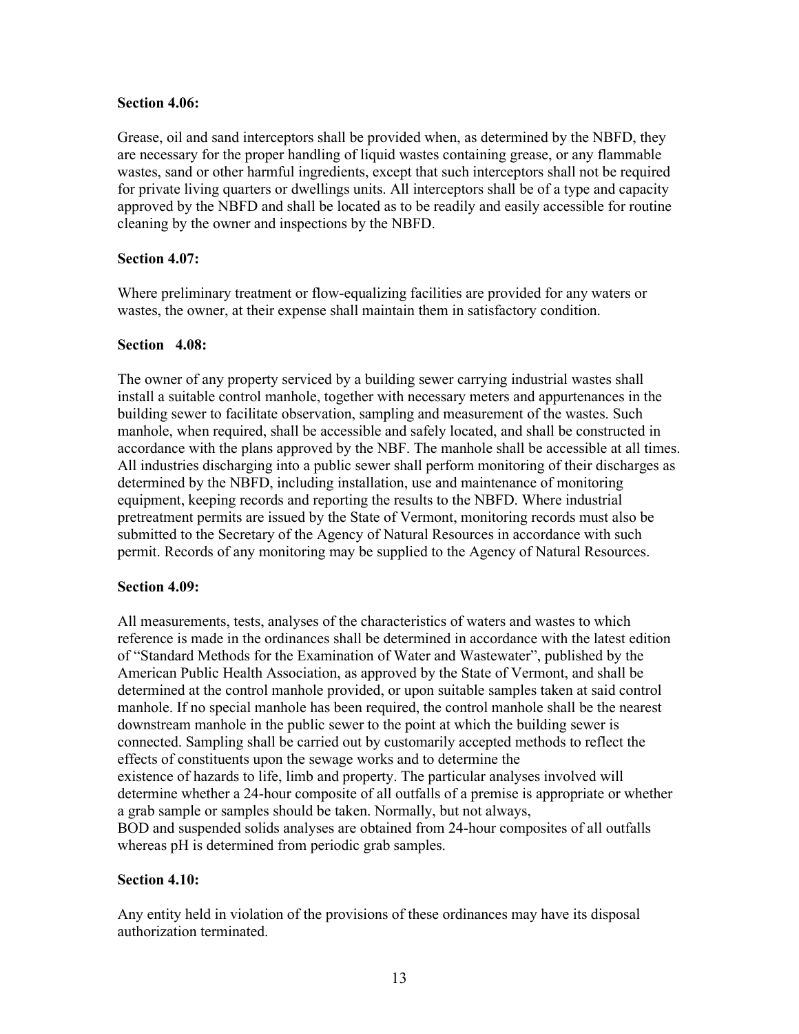**Section 4.06:**

Grease, oil and sand interceptors shall be provided when, as determined by the NBFD, they are necessary for the proper handling of liquid wastes containing grease, or any flammable wastes, sand or other harmful ingredients, except that such interceptors shall not be required for private living quarters or dwellings units. All interceptors shall be of a type and capacity approved by the NBFD and shall be located as to be readily and easily accessible for routine cleaning by the owner and inspections by the NBFD.

**Section 4.07:**

Where preliminary treatment or flow-equalizing facilities are provided for any waters or wastes, the owner, at their expense shall maintain them in satisfactory condition.

**Section 4.08:**

The owner of any property serviced by a building sewer carrying industrial wastes shall install a suitable control manhole, together with necessary meters and appurtenances in the building sewer to facilitate observation, sampling and measurement of the wastes. Such manhole, when required, shall be accessible and safely located, and shall be constructed in accordance with the plans approved by the NBF. The manhole shall be accessible at all times. All industries discharging into a public sewer shall perform monitoring of their discharges as determined by the NBFD, including installation, use and maintenance of monitoring equipment, keeping records and reporting the results to the NBFD. Where industrial pretreatment permits are issued by the State of Vermont, monitoring records must also be submitted to the Secretary of the Agency of Natural Resources in accordance with such permit. Records of any monitoring may be supplied to the Agency of Natural Resources.

**Section 4.09:**

All measurements, tests, analyses of the characteristics of waters and wastes to which reference is made in the ordinances shall be determined in accordance with the latest edition of "Standard Methods for the Examination of Water and Wastewater", published by the American Public Health Association, as approved by the State of Vermont, and shall be determined at the control manhole provided, or upon suitable samples taken at said control manhole. If no special manhole has been required, the control manhole shall be the nearest downstream manhole in the public sewer to the point at which the building sewer is connected. Sampling shall be carried out by customarily accepted methods to reflect the effects of constituents upon the sewage works and to determine the existence of hazards to life, limb and property. The particular analyses involved will determine whether a 24-hour composite of all outfalls of a premise is appropriate or whether a grab sample or samples should be taken. Normally, but not always, BOD and suspended solids analyses are obtained from 24-hour composites of all outfalls whereas pH is determined from periodic grab samples.

**Section 4.10:**

Any entity held in violation of the provisions of these ordinances may have its disposal authorization terminated.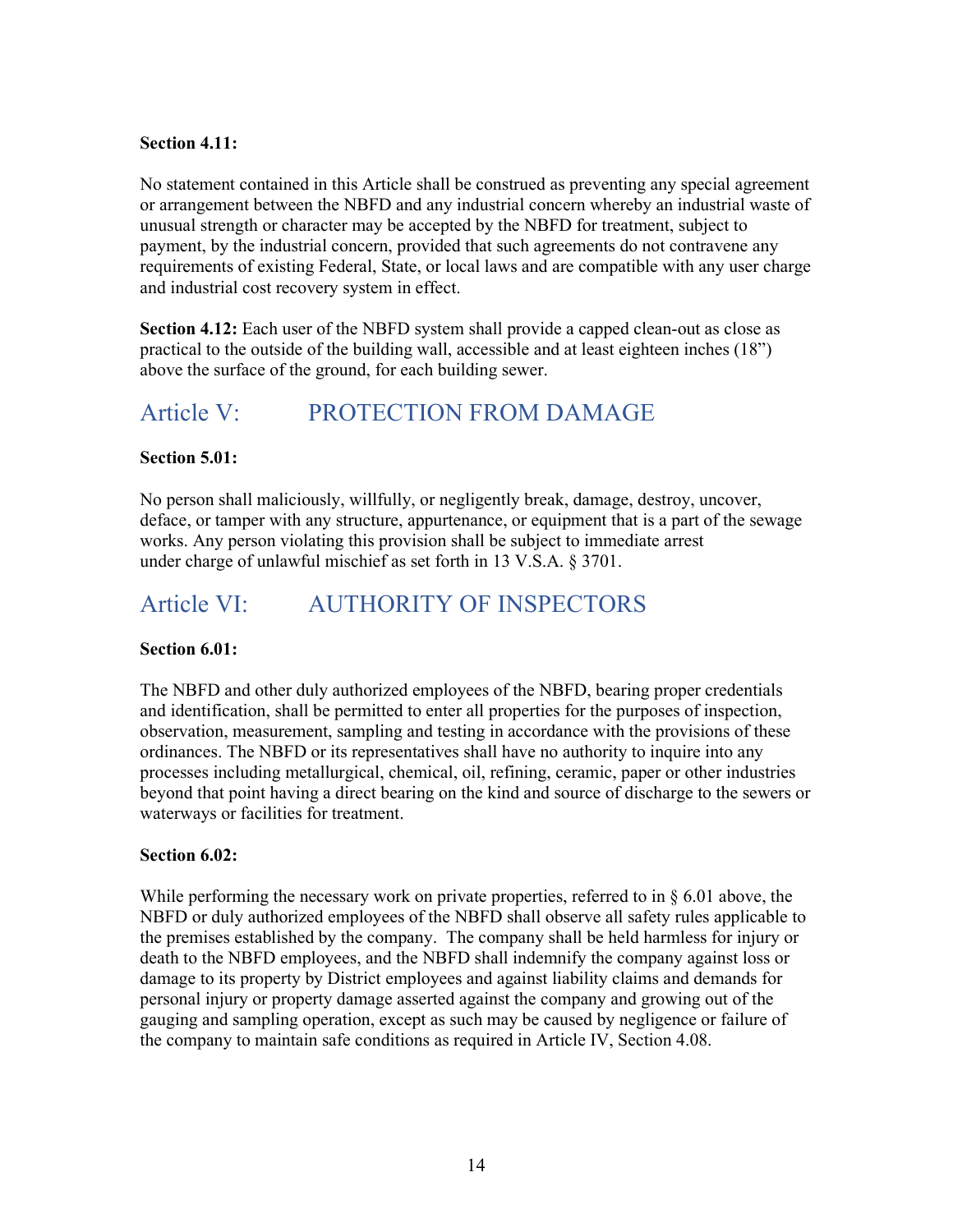**Section 4.11:**

No statement contained in this Article shall be construed as preventing any special agreement or arrangement between the NBFD and any industrial concern whereby an industrial waste of unusual strength or character may be accepted by the NBFD for treatment, subject to payment, by the industrial concern, provided that such agreements do not contravene any requirements of existing Federal, State, or local laws and are compatible with any user charge and industrial cost recovery system in effect.

**Section 4.12:** Each user of the NBFD system shall provide a capped clean-out as close as practical to the outside of the building wall, accessible and at least eighteen inches (18") above the surface of the ground, for each building sewer.

## Article V: PROTECTION FROM DAMAGE

**Section 5.01:**

No person shall maliciously, willfully, or negligently break, damage, destroy, uncover, deface, or tamper with any structure, appurtenance, or equipment that is a part of the sewage works. Any person violating this provision shall be subject to immediate arrest under charge of unlawful mischief as set forth in 13 V.S.A. § 3701.

## Article VI: AUTHORITY OF INSPECTORS

**Section 6.01:**

The NBFD and other duly authorized employees of the NBFD, bearing proper credentials and identification, shall be permitted to enter all properties for the purposes of inspection, observation, measurement, sampling and testing in accordance with the provisions of these ordinances. The NBFD or its representatives shall have no authority to inquire into any processes including metallurgical, chemical, oil, refining, ceramic, paper or other industries beyond that point having a direct bearing on the kind and source of discharge to the sewers or waterways or facilities for treatment.

**Section 6.02:**

While performing the necessary work on private properties, referred to in § 6.01 above, the NBFD or duly authorized employees of the NBFD shall observe all safety rules applicable to the premises established by the company. The company shall be held harmless for injury or death to the NBFD employees, and the NBFD shall indemnify the company against loss or damage to its property by District employees and against liability claims and demands for personal injury or property damage asserted against the company and growing out of the gauging and sampling operation, except as such may be caused by negligence or failure of the company to maintain safe conditions as required in Article IV, Section 4.08.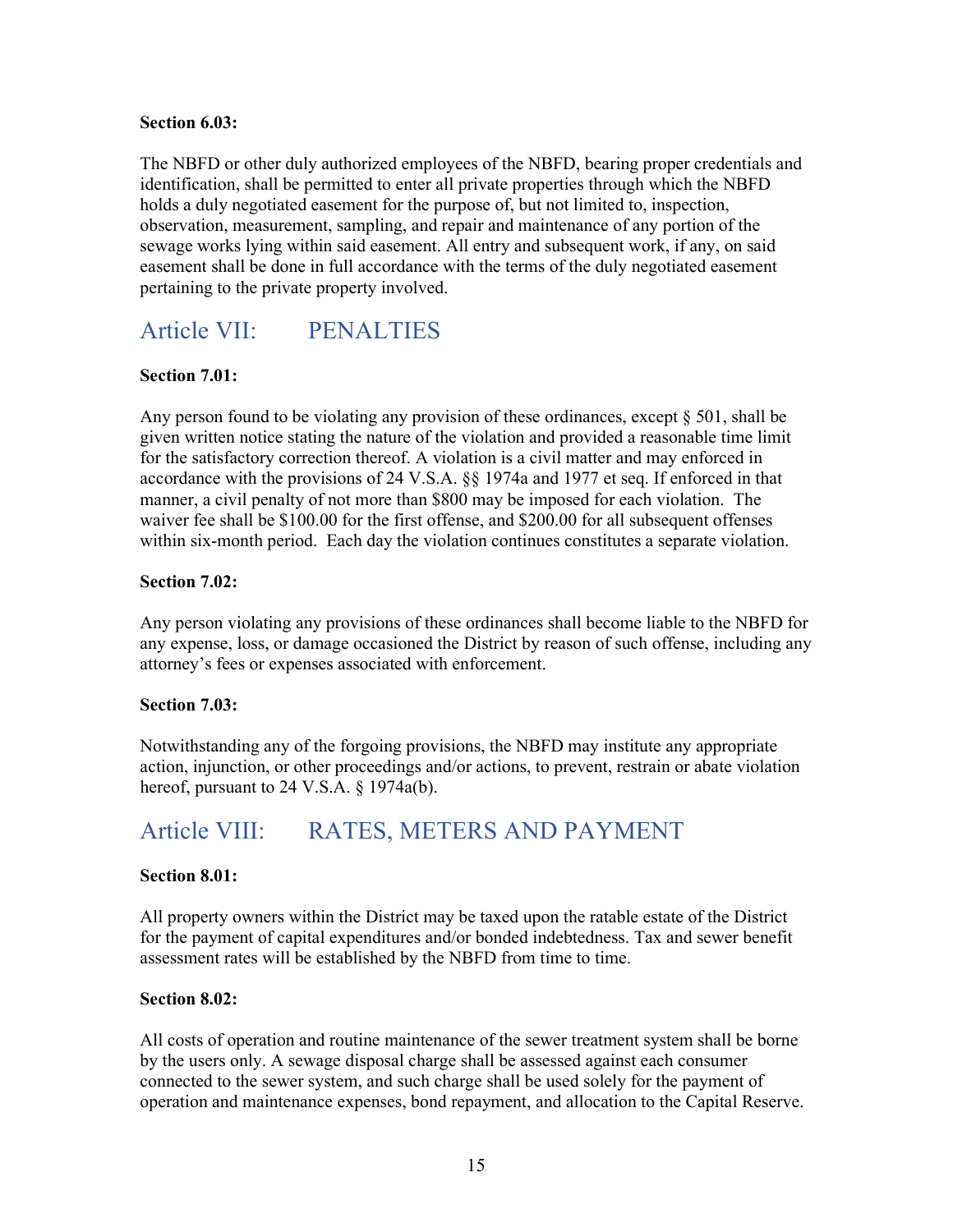**Section 6.03:**

The NBFD or other duly authorized employees of the NBFD, bearing proper credentials and identification, shall be permitted to enter all private properties through which the NBFD holds a duly negotiated easement for the purpose of, but not limited to, inspection, observation, measurement, sampling, and repair and maintenance of any portion of the sewage works lying within said easement. All entry and subsequent work, if any, on said easement shall be done in full accordance with the terms of the duly negotiated easement pertaining to the private property involved.

## Article VII: PENALTIES

**Section 7.01:**

Any person found to be violating any provision of these ordinances, except § 501, shall be given written notice stating the nature of the violation and provided a reasonable time limit for the satisfactory correction thereof. A violation is a civil matter and may enforced in accordance with the provisions of 24 V.S.A. §§ 1974a and 1977 et seq. If enforced in that manner, a civil penalty of not more than $800 may be imposed for each violation. The waiver fee shall be $100.00 for the first offense, and $200.00 for all subsequent offenses within six-month period. Each day the violation continues constitutes a separate violation.

**Section 7.02:**

Any person violating any provisions of these ordinances shall become liable to the NBFD for any expense, loss, or damage occasioned the District by reason of such offense, including any attorney's fees or expenses associated with enforcement.

**Section 7.03:**

Notwithstanding any of the forgoing provisions, the NBFD may institute any appropriate action, injunction, or other proceedings and/or actions, to prevent, restrain or abate violation hereof, pursuant to 24 V.S.A. § 1974a(b).

## Article VIII: RATES, METERS AND PAYMENT

**Section 8.01:**

All property owners within the District may be taxed upon the ratable estate of the District for the payment of capital expenditures and/or bonded indebtedness. Tax and sewer benefit assessment rates will be established by the NBFD from time to time.

**Section 8.02:**

All costs of operation and routine maintenance of the sewer treatment system shall be borne by the users only. A sewage disposal charge shall be assessed against each consumer connected to the sewer system, and such charge shall be used solely for the payment of operation and maintenance expenses, bond repayment, and allocation to the Capital Reserve.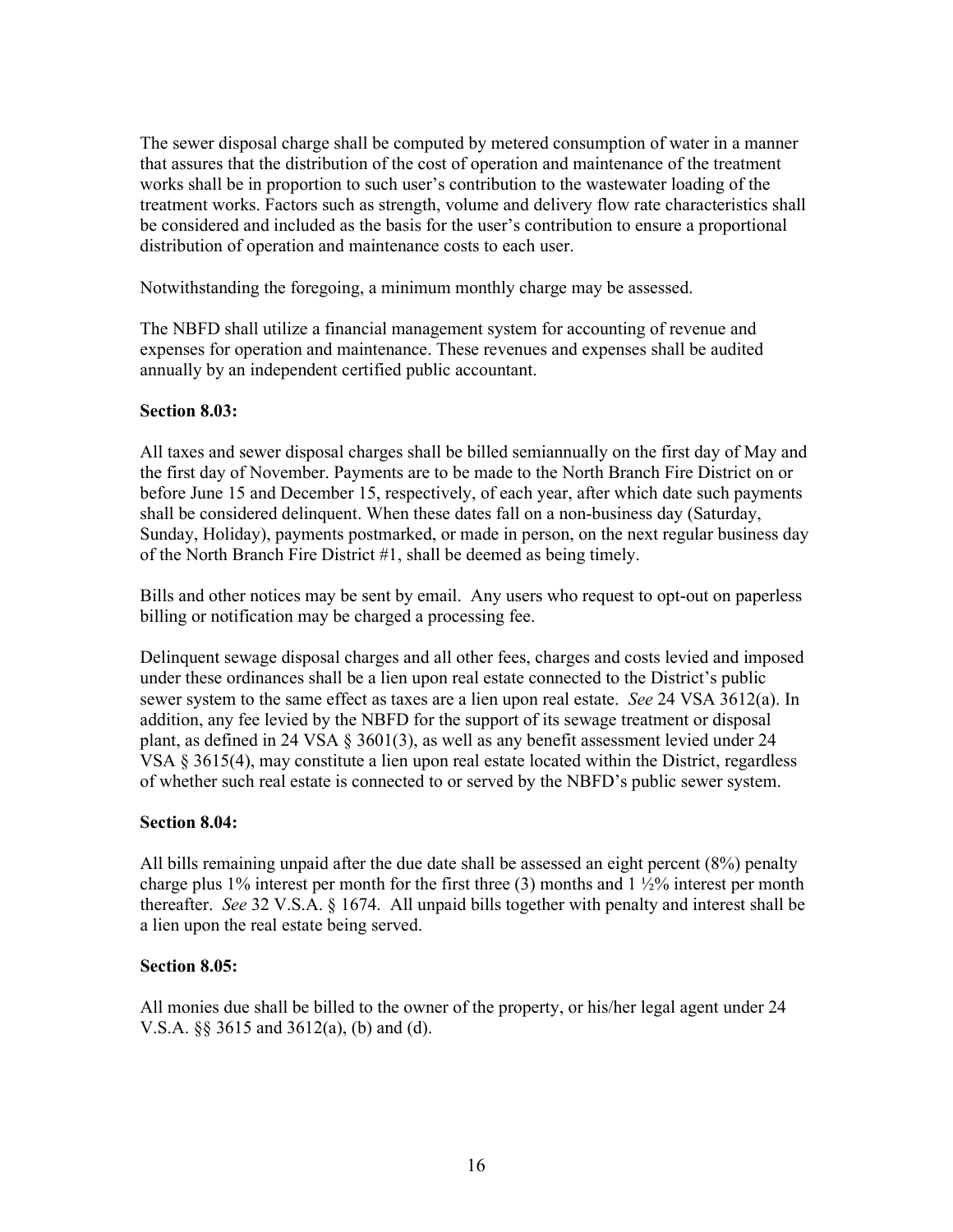The sewer disposal charge shall be computed by metered consumption of water in a manner that assures that the distribution of the cost of operation and maintenance of the treatment works shall be in proportion to such user's contribution to the wastewater loading of the treatment works. Factors such as strength, volume and delivery flow rate characteristics shall be considered and included as the basis for the user's contribution to ensure a proportional distribution of operation and maintenance costs to each user.

Notwithstanding the foregoing, a minimum monthly charge may be assessed.

The NBFD shall utilize a financial management system for accounting of revenue and expenses for operation and maintenance. These revenues and expenses shall be audited annually by an independent certified public accountant.

**Section 8.03:**

All taxes and sewer disposal charges shall be billed semiannually on the first day of May and the first day of November. Payments are to be made to the North Branch Fire District on or before June 15 and December 15, respectively, of each year, after which date such payments shall be considered delinquent. When these dates fall on a non-business day (Saturday, Sunday, Holiday), payments postmarked, or made in person, on the next regular business day of the North Branch Fire District #1, shall be deemed as being timely.

Bills and other notices may be sent by email. Any users who request to opt-out on paperless billing or notification may be charged a processing fee.

Delinquent sewage disposal charges and all other fees, charges and costs levied and imposed under these ordinances shall be a lien upon real estate connected to the District's public sewer system to the same effect as taxes are a lien upon real estate. *See* 24 VSA 3612(a). In addition, any fee levied by the NBFD for the support of its sewage treatment or disposal plant, as defined in 24 VSA § 3601(3), as well as any benefit assessment levied under 24 VSA § 3615(4), may constitute a lien upon real estate located within the District, regardless of whether such real estate is connected to or served by the NBFD's public sewer system.

**Section 8.04:**

All bills remaining unpaid after the due date shall be assessed an eight percent (8%) penalty charge plus 1% interest per month for the first three (3) months and 1 ½% interest per month thereafter. *See* 32 V.S.A. § 1674. All unpaid bills together with penalty and interest shall be a lien upon the real estate being served.

**Section 8.05:**

All monies due shall be billed to the owner of the property, or his/her legal agent under 24 V.S.A. §§ 3615 and 3612(a), (b) and (d).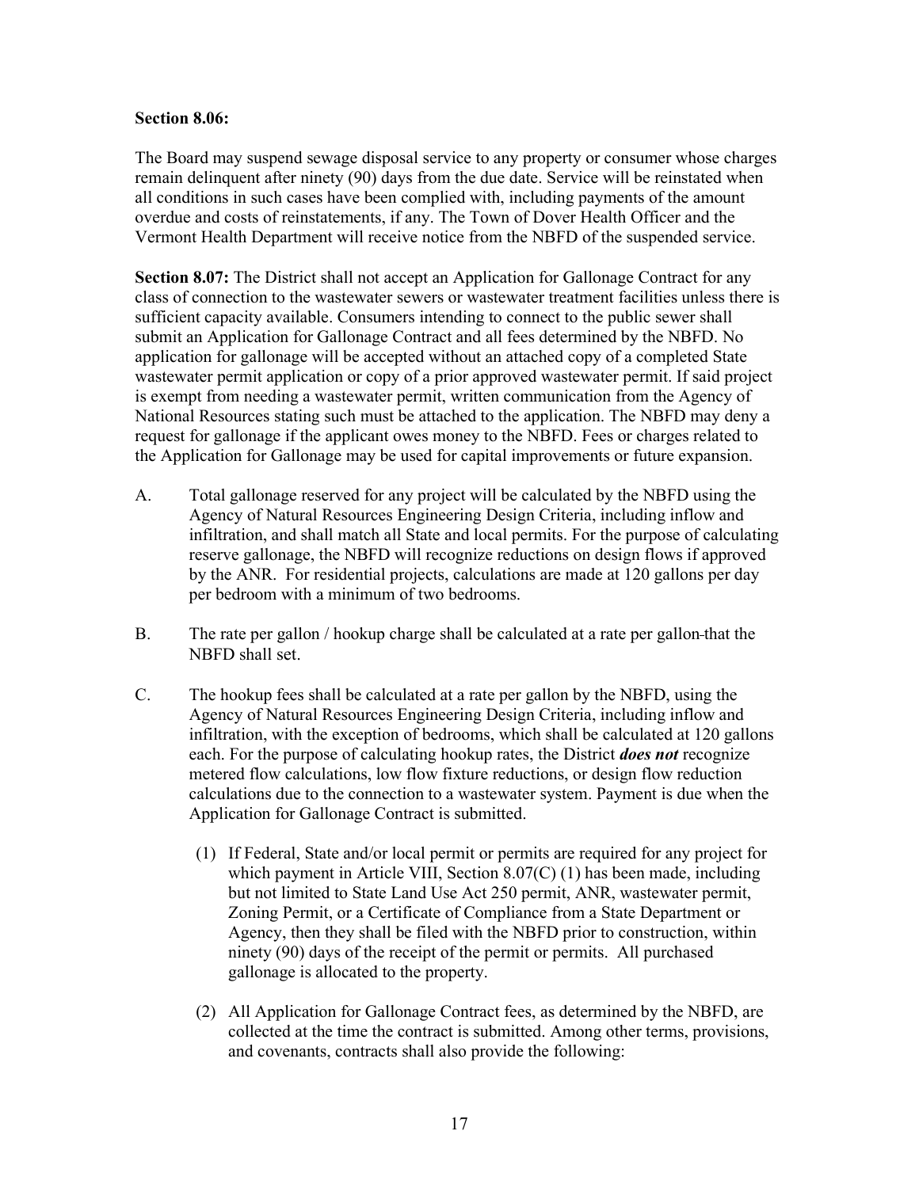**Section 8.06:**

The Board may suspend sewage disposal service to any property or consumer whose charges remain delinquent after ninety (90) days from the due date. Service will be reinstated when all conditions in such cases have been complied with, including payments of the amount overdue and costs of reinstatements, if any. The Town of Dover Health Officer and the Vermont Health Department will receive notice from the NBFD of the suspended service.

**Section 8.07:** The District shall not accept an Application for Gallonage Contract for any class of connection to the wastewater sewers or wastewater treatment facilities unless there is sufficient capacity available. Consumers intending to connect to the public sewer shall submit an Application for Gallonage Contract and all fees determined by the NBFD. No application for gallonage will be accepted without an attached copy of a completed State wastewater permit application or copy of a prior approved wastewater permit. If said project is exempt from needing a wastewater permit, written communication from the Agency of National Resources stating such must be attached to the application. The NBFD may deny a request for gallonage if the applicant owes money to the NBFD. Fees or charges related to the Application for Gallonage may be used for capital improvements or future expansion.

A. Total gallonage reserved for any project will be calculated by the NBFD using the Agency of Natural Resources Engineering Design Criteria, including inflow and infiltration, and shall match all State and local permits. For the purpose of calculating reserve gallonage, the NBFD will recognize reductions on design flows if approved by the ANR. For residential projects, calculations are made at 120 gallons per day per bedroom with a minimum of two bedrooms.

B. The rate per gallon / hookup charge shall be calculated at a rate per gallon that the NBFD shall set.

C. The hookup fees shall be calculated at a rate per gallon by the NBFD, using the Agency of Natural Resources Engineering Design Criteria, including inflow and infiltration, with the exception of bedrooms, which shall be calculated at 120 gallons each. For the purpose of calculating hookup rates, the District ***does not*** recognize metered flow calculations, low flow fixture reductions, or design flow reduction calculations due to the connection to a wastewater system. Payment is due when the Application for Gallonage Contract is submitted.

  (1) If Federal, State and/or local permit or permits are required for any project for which payment in Article VIII, Section 8.07(C) (1) has been made, including but not limited to State Land Use Act 250 permit, ANR, wastewater permit, Zoning Permit, or a Certificate of Compliance from a State Department or Agency, then they shall be filed with the NBFD prior to construction, within ninety (90) days of the receipt of the permit or permits. All purchased gallonage is allocated to the property.

  (2) All Application for Gallonage Contract fees, as determined by the NBFD, are collected at the time the contract is submitted. Among other terms, provisions, and covenants, contracts shall also provide the following: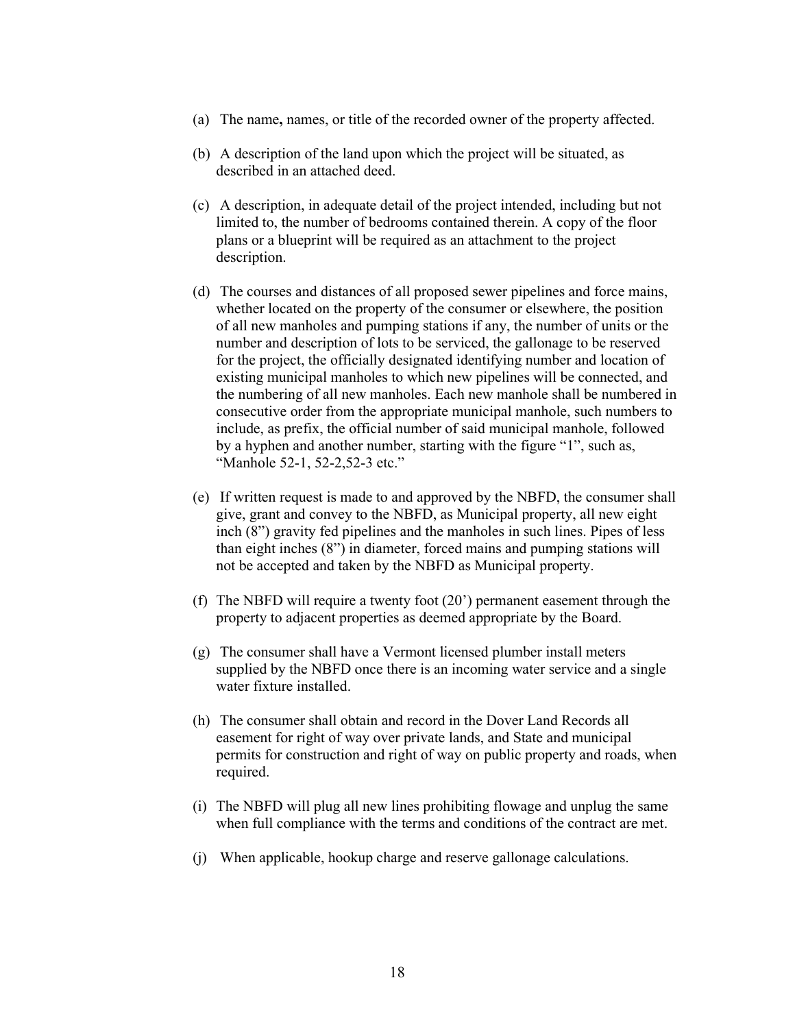(a) The name**,** names, or title of the recorded owner of the property affected.

(b) A description of the land upon which the project will be situated, as described in an attached deed.

(c) A description, in adequate detail of the project intended, including but not limited to, the number of bedrooms contained therein. A copy of the floor plans or a blueprint will be required as an attachment to the project description.

(d) The courses and distances of all proposed sewer pipelines and force mains, whether located on the property of the consumer or elsewhere, the position of all new manholes and pumping stations if any, the number of units or the number and description of lots to be serviced, the gallonage to be reserved for the project, the officially designated identifying number and location of existing municipal manholes to which new pipelines will be connected, and the numbering of all new manholes. Each new manhole shall be numbered in consecutive order from the appropriate municipal manhole, such numbers to include, as prefix, the official number of said municipal manhole, followed by a hyphen and another number, starting with the figure "1", such as, "Manhole 52-1, 52-2,52-3 etc."

(e) If written request is made to and approved by the NBFD, the consumer shall give, grant and convey to the NBFD, as Municipal property, all new eight inch (8") gravity fed pipelines and the manholes in such lines. Pipes of less than eight inches (8") in diameter, forced mains and pumping stations will not be accepted and taken by the NBFD as Municipal property.

(f) The NBFD will require a twenty foot (20') permanent easement through the property to adjacent properties as deemed appropriate by the Board.

(g) The consumer shall have a Vermont licensed plumber install meters supplied by the NBFD once there is an incoming water service and a single water fixture installed.

(h) The consumer shall obtain and record in the Dover Land Records all easement for right of way over private lands, and State and municipal permits for construction and right of way on public property and roads, when required.

(i) The NBFD will plug all new lines prohibiting flowage and unplug the same when full compliance with the terms and conditions of the contract are met.

(j) When applicable, hookup charge and reserve gallonage calculations.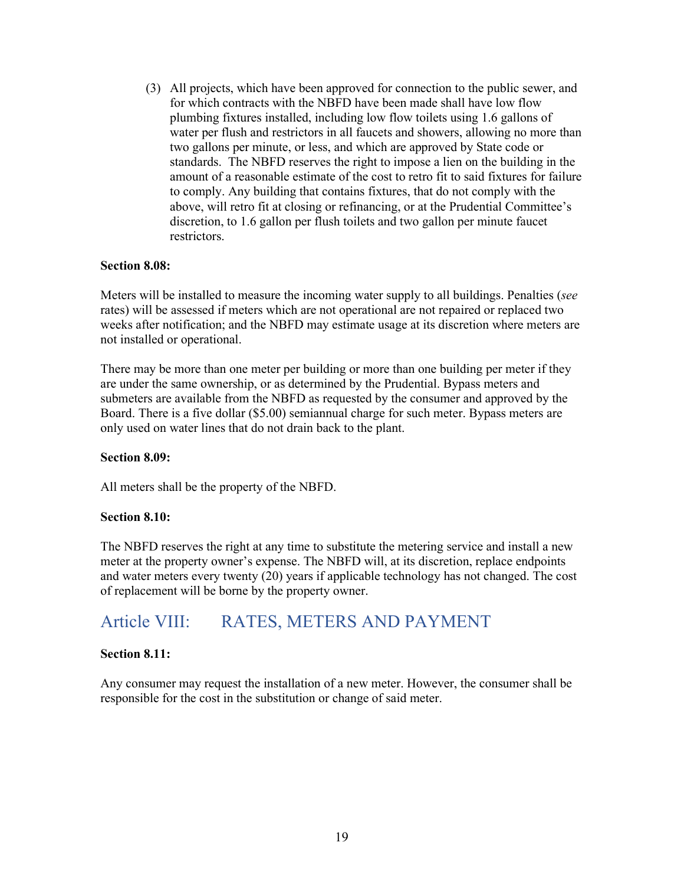(3) All projects, which have been approved for connection to the public sewer, and for which contracts with the NBFD have been made shall have low flow plumbing fixtures installed, including low flow toilets using 1.6 gallons of water per flush and restrictors in all faucets and showers, allowing no more than two gallons per minute, or less, and which are approved by State code or standards. The NBFD reserves the right to impose a lien on the building in the amount of a reasonable estimate of the cost to retro fit to said fixtures for failure to comply. Any building that contains fixtures, that do not comply with the above, will retro fit at closing or refinancing, or at the Prudential Committee's discretion, to 1.6 gallon per flush toilets and two gallon per minute faucet restrictors.

**Section 8.08:**

Meters will be installed to measure the incoming water supply to all buildings. Penalties (*see* rates) will be assessed if meters which are not operational are not repaired or replaced two weeks after notification; and the NBFD may estimate usage at its discretion where meters are not installed or operational.

There may be more than one meter per building or more than one building per meter if they are under the same ownership, or as determined by the Prudential. Bypass meters and submeters are available from the NBFD as requested by the consumer and approved by the Board. There is a five dollar ($5.00) semiannual charge for such meter. Bypass meters are only used on water lines that do not drain back to the plant.

**Section 8.09:**

All meters shall be the property of the NBFD.

**Section 8.10:**

The NBFD reserves the right at any time to substitute the metering service and install a new meter at the property owner's expense. The NBFD will, at its discretion, replace endpoints and water meters every twenty (20) years if applicable technology has not changed. The cost of replacement will be borne by the property owner.

## Article VIII: RATES, METERS AND PAYMENT

**Section 8.11:**

Any consumer may request the installation of a new meter. However, the consumer shall be responsible for the cost in the substitution or change of said meter.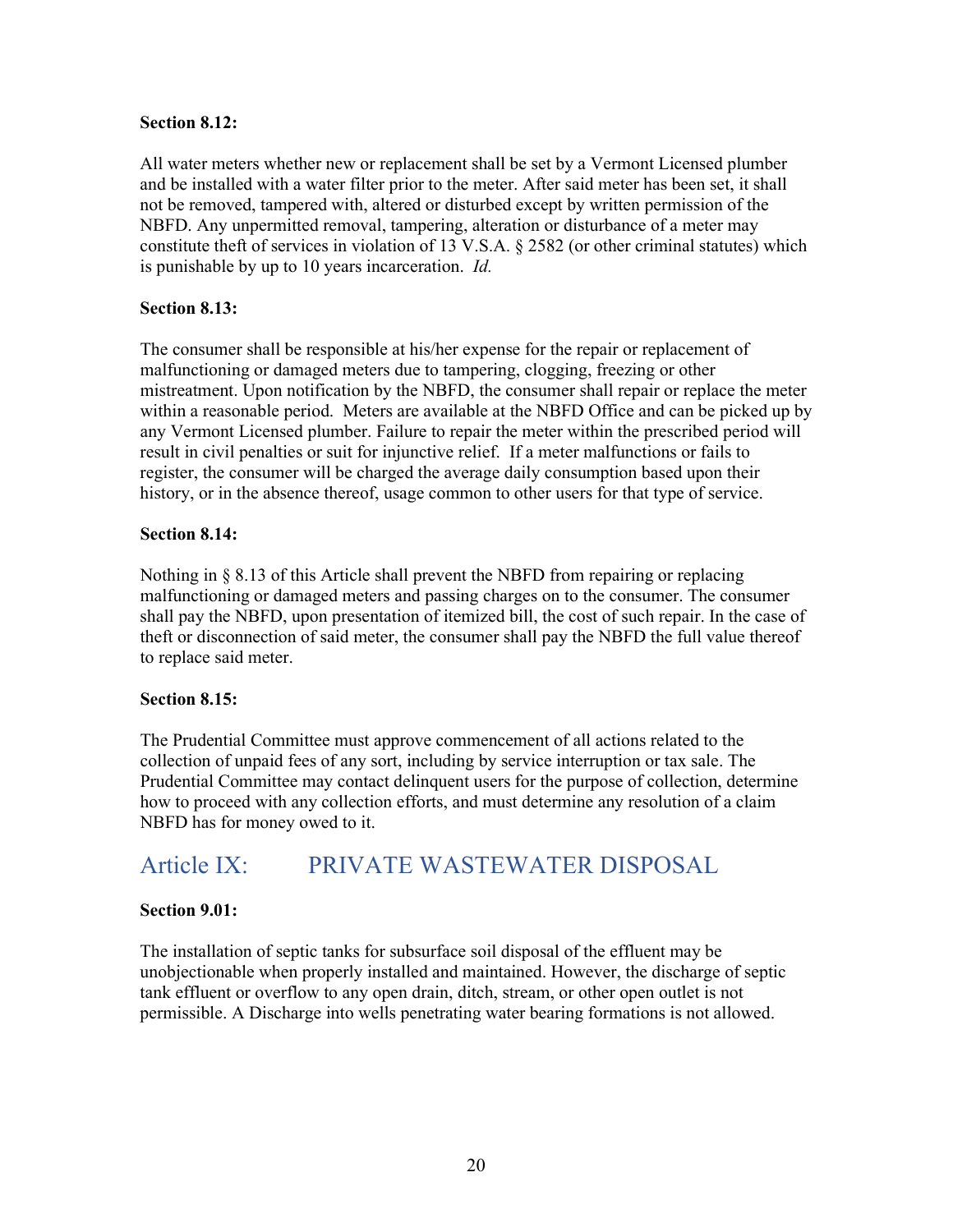**Section 8.12:**

All water meters whether new or replacement shall be set by a Vermont Licensed plumber and be installed with a water filter prior to the meter. After said meter has been set, it shall not be removed, tampered with, altered or disturbed except by written permission of the NBFD. Any unpermitted removal, tampering, alteration or disturbance of a meter may constitute theft of services in violation of 13 V.S.A. § 2582 (or other criminal statutes) which is punishable by up to 10 years incarceration. *Id.*

**Section 8.13:**

The consumer shall be responsible at his/her expense for the repair or replacement of malfunctioning or damaged meters due to tampering, clogging, freezing or other mistreatment. Upon notification by the NBFD, the consumer shall repair or replace the meter within a reasonable period. Meters are available at the NBFD Office and can be picked up by any Vermont Licensed plumber. Failure to repair the meter within the prescribed period will result in civil penalties or suit for injunctive relief. If a meter malfunctions or fails to register, the consumer will be charged the average daily consumption based upon their history, or in the absence thereof, usage common to other users for that type of service.

**Section 8.14:**

Nothing in § 8.13 of this Article shall prevent the NBFD from repairing or replacing malfunctioning or damaged meters and passing charges on to the consumer. The consumer shall pay the NBFD, upon presentation of itemized bill, the cost of such repair. In the case of theft or disconnection of said meter, the consumer shall pay the NBFD the full value thereof to replace said meter.

**Section 8.15:**

The Prudential Committee must approve commencement of all actions related to the collection of unpaid fees of any sort, including by service interruption or tax sale. The Prudential Committee may contact delinquent users for the purpose of collection, determine how to proceed with any collection efforts, and must determine any resolution of a claim NBFD has for money owed to it.

# Article IX: PRIVATE WASTEWATER DISPOSAL

**Section 9.01:**

The installation of septic tanks for subsurface soil disposal of the effluent may be unobjectionable when properly installed and maintained. However, the discharge of septic tank effluent or overflow to any open drain, ditch, stream, or other open outlet is not permissible. A Discharge into wells penetrating water bearing formations is not allowed.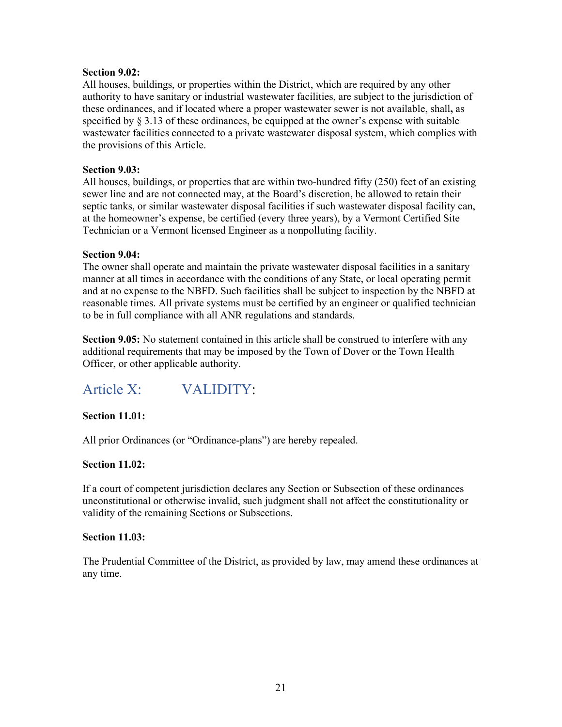**Section 9.02:**
All houses, buildings, or properties within the District, which are required by any other authority to have sanitary or industrial wastewater facilities, are subject to the jurisdiction of these ordinances, and if located where a proper wastewater sewer is not available, shall**,** as specified by § 3.13 of these ordinances, be equipped at the owner's expense with suitable wastewater facilities connected to a private wastewater disposal system, which complies with the provisions of this Article.

**Section 9.03:**
All houses, buildings, or properties that are within two-hundred fifty (250) feet of an existing sewer line and are not connected may, at the Board's discretion, be allowed to retain their septic tanks, or similar wastewater disposal facilities if such wastewater disposal facility can, at the homeowner's expense, be certified (every three years), by a Vermont Certified Site Technician or a Vermont licensed Engineer as a nonpolluting facility.

**Section 9.04:**
The owner shall operate and maintain the private wastewater disposal facilities in a sanitary manner at all times in accordance with the conditions of any State, or local operating permit and at no expense to the NBFD. Such facilities shall be subject to inspection by the NBFD at reasonable times. All private systems must be certified by an engineer or qualified technician to be in full compliance with all ANR regulations and standards.

**Section 9.05:** No statement contained in this article shall be construed to interfere with any additional requirements that may be imposed by the Town of Dover or the Town Health Officer, or other applicable authority.

## Article X: VALIDITY:

**Section 11.01:**

All prior Ordinances (or "Ordinance-plans") are hereby repealed.

**Section 11.02:**

If a court of competent jurisdiction declares any Section or Subsection of these ordinances unconstitutional or otherwise invalid, such judgment shall not affect the constitutionality or validity of the remaining Sections or Subsections.

**Section 11.03:**

The Prudential Committee of the District, as provided by law, may amend these ordinances at any time.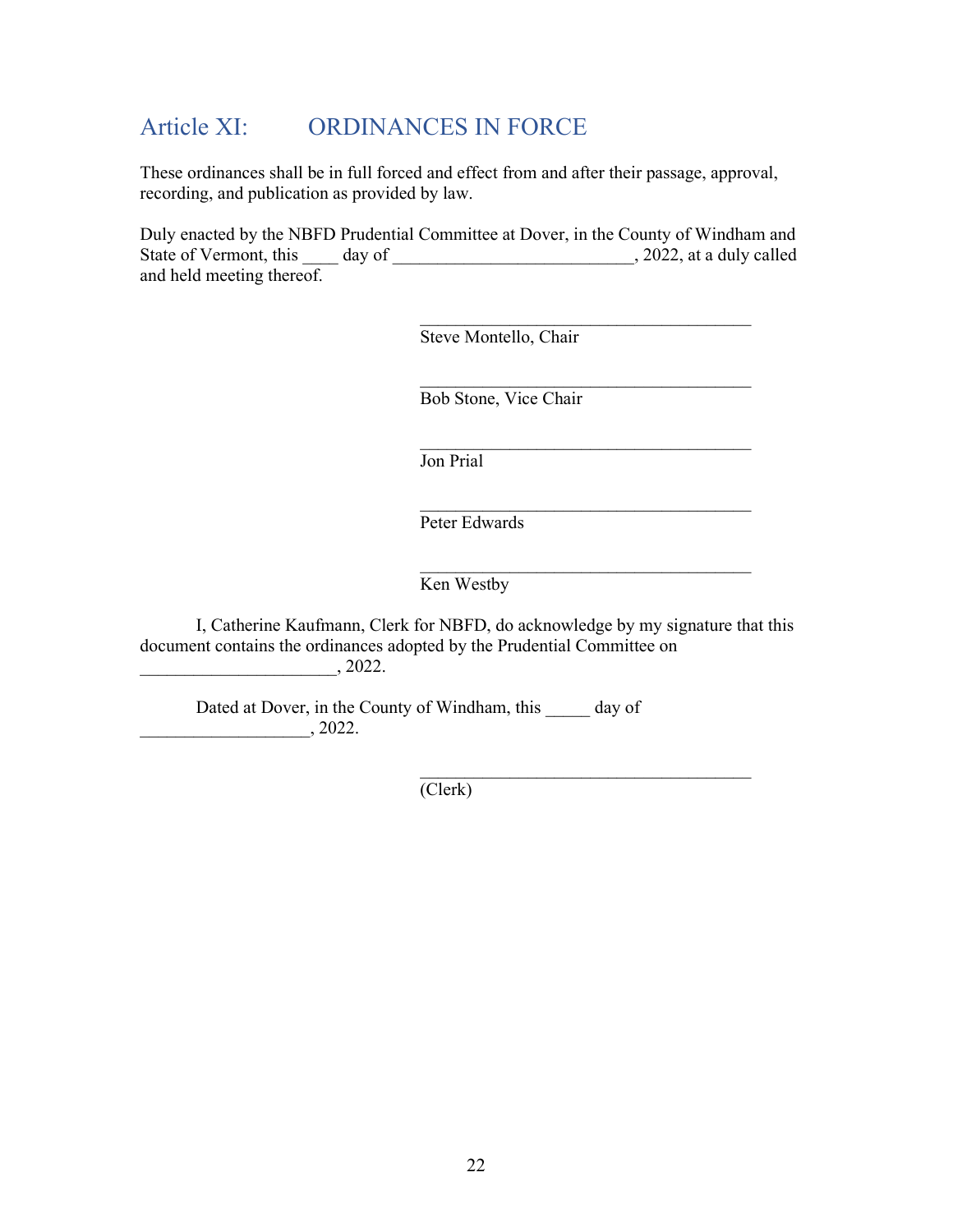## Article XI: ORDINANCES IN FORCE

These ordinances shall be in full forced and effect from and after their passage, approval, recording, and publication as provided by law.

Duly enacted by the NBFD Prudential Committee at Dover, in the County of Windham and State of Vermont, this ____ day of ___________________________, 2022, at a duly called and held meeting thereof.

_____________________________________
Steve Montello, Chair

_____________________________________
Bob Stone, Vice Chair

_____________________________________
Jon Prial

_____________________________________
Peter Edwards

_____________________________________
Ken Westby

I, Catherine Kaufmann, Clerk for NBFD, do acknowledge by my signature that this document contains the ordinances adopted by the Prudential Committee on ______________________, 2022.

Dated at Dover, in the County of Windham, this _____ day of ___________________, 2022.

_____________________________________
(Clerk)